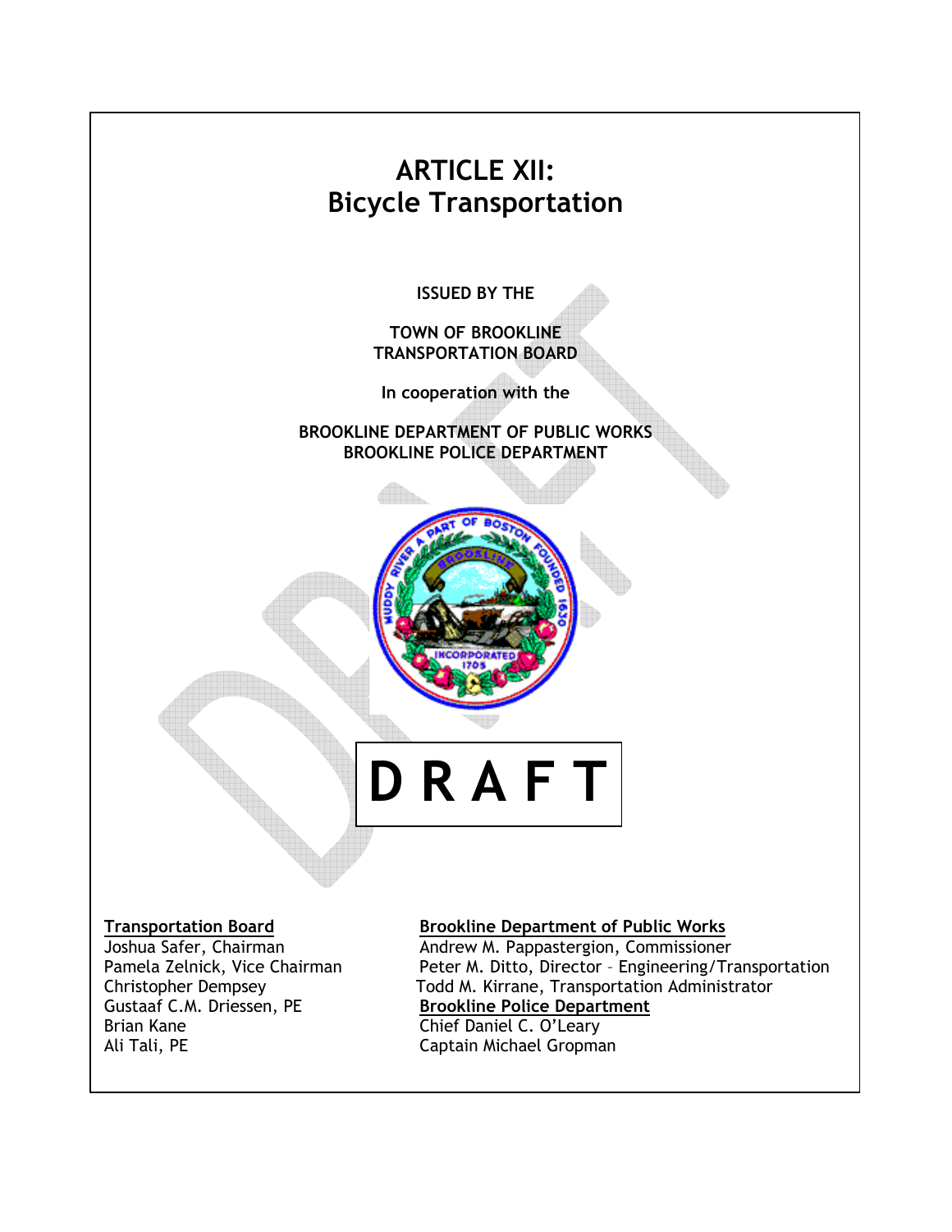# ARTICLE XII:
# Bicycle Transportation

**ISSUED BY THE**

**TOWN OF BROOKLINE**
**TRANSPORTATION BOARD**

**In cooperation with the**

**BROOKLINE DEPARTMENT OF PUBLIC WORKS**
**BROOKLINE POLICE DEPARTMENT**

**D R A F T**

**Transportation Board**
Joshua Safer, Chairman
Pamela Zelnick, Vice Chairman
Christopher Dempsey
Gustaaf C.M. Driessen, PE
Brian Kane
Ali Tali, PE

**Brookline Department of Public Works**
Andrew M. Pappastergion, Commissioner
Peter M. Ditto, Director – Engineering/Transportation
Todd M. Kirrane, Transportation Administrator

**Brookline Police Department**
Chief Daniel C. O'Leary
Captain Michael Gropman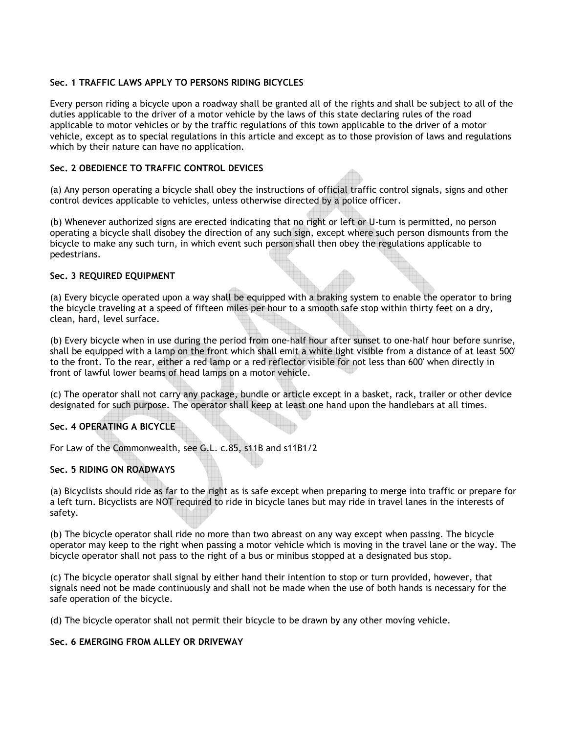**Sec. 1 TRAFFIC LAWS APPLY TO PERSONS RIDING BICYCLES**

Every person riding a bicycle upon a roadway shall be granted all of the rights and shall be subject to all of the duties applicable to the driver of a motor vehicle by the laws of this state declaring rules of the road applicable to motor vehicles or by the traffic regulations of this town applicable to the driver of a motor vehicle, except as to special regulations in this article and except as to those provision of laws and regulations which by their nature can have no application.

**Sec. 2 OBEDIENCE TO TRAFFIC CONTROL DEVICES**

(a) Any person operating a bicycle shall obey the instructions of official traffic control signals, signs and other control devices applicable to vehicles, unless otherwise directed by a police officer.

(b) Whenever authorized signs are erected indicating that no right or left or U-turn is permitted, no person operating a bicycle shall disobey the direction of any such sign, except where such person dismounts from the bicycle to make any such turn, in which event such person shall then obey the regulations applicable to pedestrians.

**Sec. 3 REQUIRED EQUIPMENT**

(a) Every bicycle operated upon a way shall be equipped with a braking system to enable the operator to bring the bicycle traveling at a speed of fifteen miles per hour to a smooth safe stop within thirty feet on a dry, clean, hard, level surface.

(b) Every bicycle when in use during the period from one-half hour after sunset to one-half hour before sunrise, shall be equipped with a lamp on the front which shall emit a white light visible from a distance of at least 500' to the front. To the rear, either a red lamp or a red reflector visible for not less than 600' when directly in front of lawful lower beams of head lamps on a motor vehicle.

(c) The operator shall not carry any package, bundle or article except in a basket, rack, trailer or other device designated for such purpose. The operator shall keep at least one hand upon the handlebars at all times.

**Sec. 4 OPERATING A BICYCLE**

For Law of the Commonwealth, see G.L. c.85, s11B and s11B1/2

**Sec. 5 RIDING ON ROADWAYS**

(a) Bicyclists should ride as far to the right as is safe except when preparing to merge into traffic or prepare for a left turn. Bicyclists are NOT required to ride in bicycle lanes but may ride in travel lanes in the interests of safety.

(b) The bicycle operator shall ride no more than two abreast on any way except when passing. The bicycle operator may keep to the right when passing a motor vehicle which is moving in the travel lane or the way. The bicycle operator shall not pass to the right of a bus or minibus stopped at a designated bus stop.

(c) The bicycle operator shall signal by either hand their intention to stop or turn provided, however, that signals need not be made continuously and shall not be made when the use of both hands is necessary for the safe operation of the bicycle.

(d) The bicycle operator shall not permit their bicycle to be drawn by any other moving vehicle.

**Sec. 6 EMERGING FROM ALLEY OR DRIVEWAY**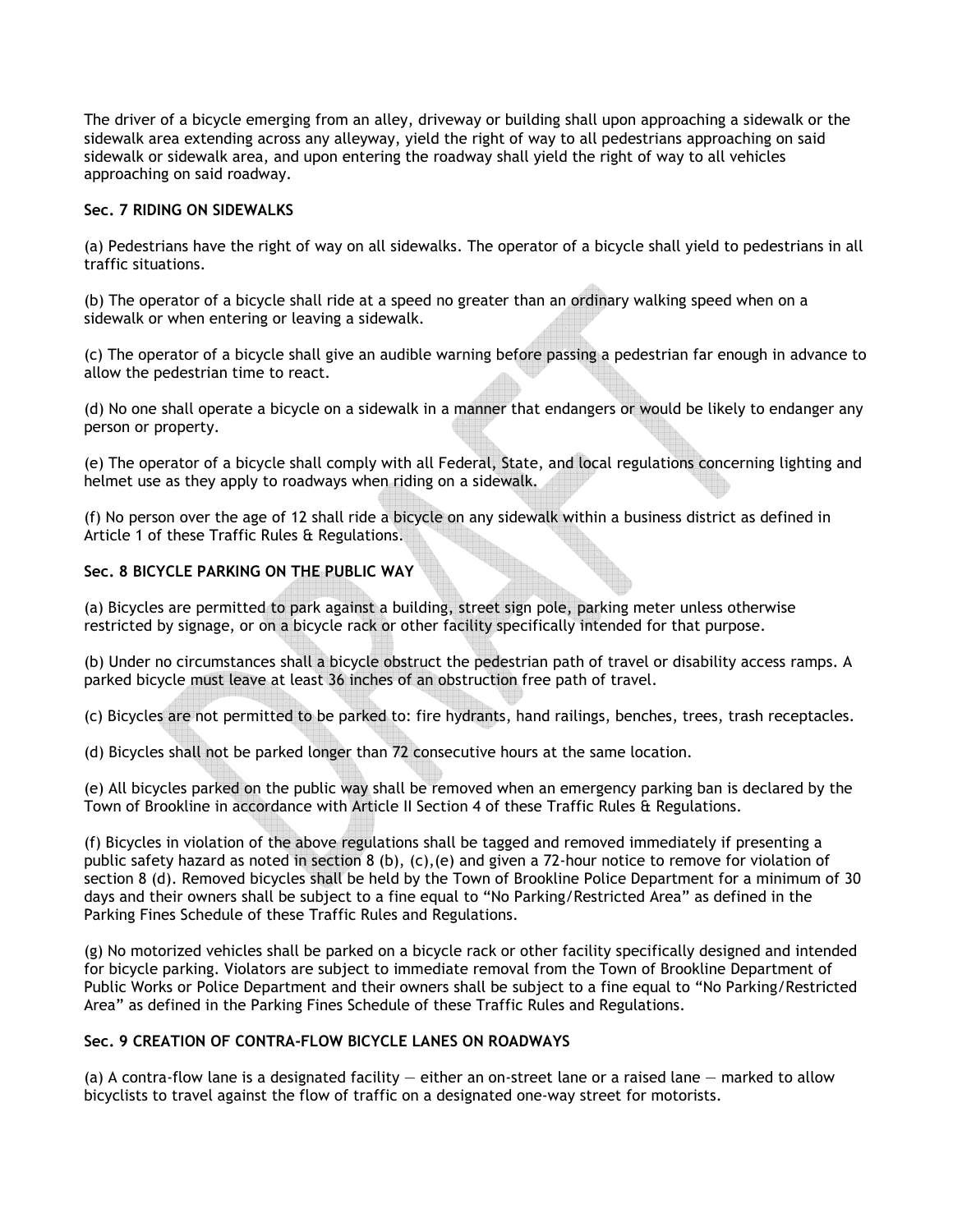The driver of a bicycle emerging from an alley, driveway or building shall upon approaching a sidewalk or the sidewalk area extending across any alleyway, yield the right of way to all pedestrians approaching on said sidewalk or sidewalk area, and upon entering the roadway shall yield the right of way to all vehicles approaching on said roadway.

**Sec. 7 RIDING ON SIDEWALKS**

(a) Pedestrians have the right of way on all sidewalks. The operator of a bicycle shall yield to pedestrians in all traffic situations.

(b) The operator of a bicycle shall ride at a speed no greater than an ordinary walking speed when on a sidewalk or when entering or leaving a sidewalk.

(c) The operator of a bicycle shall give an audible warning before passing a pedestrian far enough in advance to allow the pedestrian time to react.

(d) No one shall operate a bicycle on a sidewalk in a manner that endangers or would be likely to endanger any person or property.

(e) The operator of a bicycle shall comply with all Federal, State, and local regulations concerning lighting and helmet use as they apply to roadways when riding on a sidewalk.

(f) No person over the age of 12 shall ride a bicycle on any sidewalk within a business district as defined in Article 1 of these Traffic Rules & Regulations.

**Sec. 8 BICYCLE PARKING ON THE PUBLIC WAY**

(a) Bicycles are permitted to park against a building, street sign pole, parking meter unless otherwise restricted by signage, or on a bicycle rack or other facility specifically intended for that purpose.

(b) Under no circumstances shall a bicycle obstruct the pedestrian path of travel or disability access ramps. A parked bicycle must leave at least 36 inches of an obstruction free path of travel.

(c) Bicycles are not permitted to be parked to: fire hydrants, hand railings, benches, trees, trash receptacles.

(d) Bicycles shall not be parked longer than 72 consecutive hours at the same location.

(e) All bicycles parked on the public way shall be removed when an emergency parking ban is declared by the Town of Brookline in accordance with Article II Section 4 of these Traffic Rules & Regulations.

(f) Bicycles in violation of the above regulations shall be tagged and removed immediately if presenting a public safety hazard as noted in section 8 (b), (c),(e) and given a 72-hour notice to remove for violation of section 8 (d). Removed bicycles shall be held by the Town of Brookline Police Department for a minimum of 30 days and their owners shall be subject to a fine equal to "No Parking/Restricted Area" as defined in the Parking Fines Schedule of these Traffic Rules and Regulations.

(g) No motorized vehicles shall be parked on a bicycle rack or other facility specifically designed and intended for bicycle parking. Violators are subject to immediate removal from the Town of Brookline Department of Public Works or Police Department and their owners shall be subject to a fine equal to "No Parking/Restricted Area" as defined in the Parking Fines Schedule of these Traffic Rules and Regulations.

**Sec. 9 CREATION OF CONTRA-FLOW BICYCLE LANES ON ROADWAYS**

(a) A contra-flow lane is a designated facility — either an on-street lane or a raised lane — marked to allow bicyclists to travel against the flow of traffic on a designated one-way street for motorists.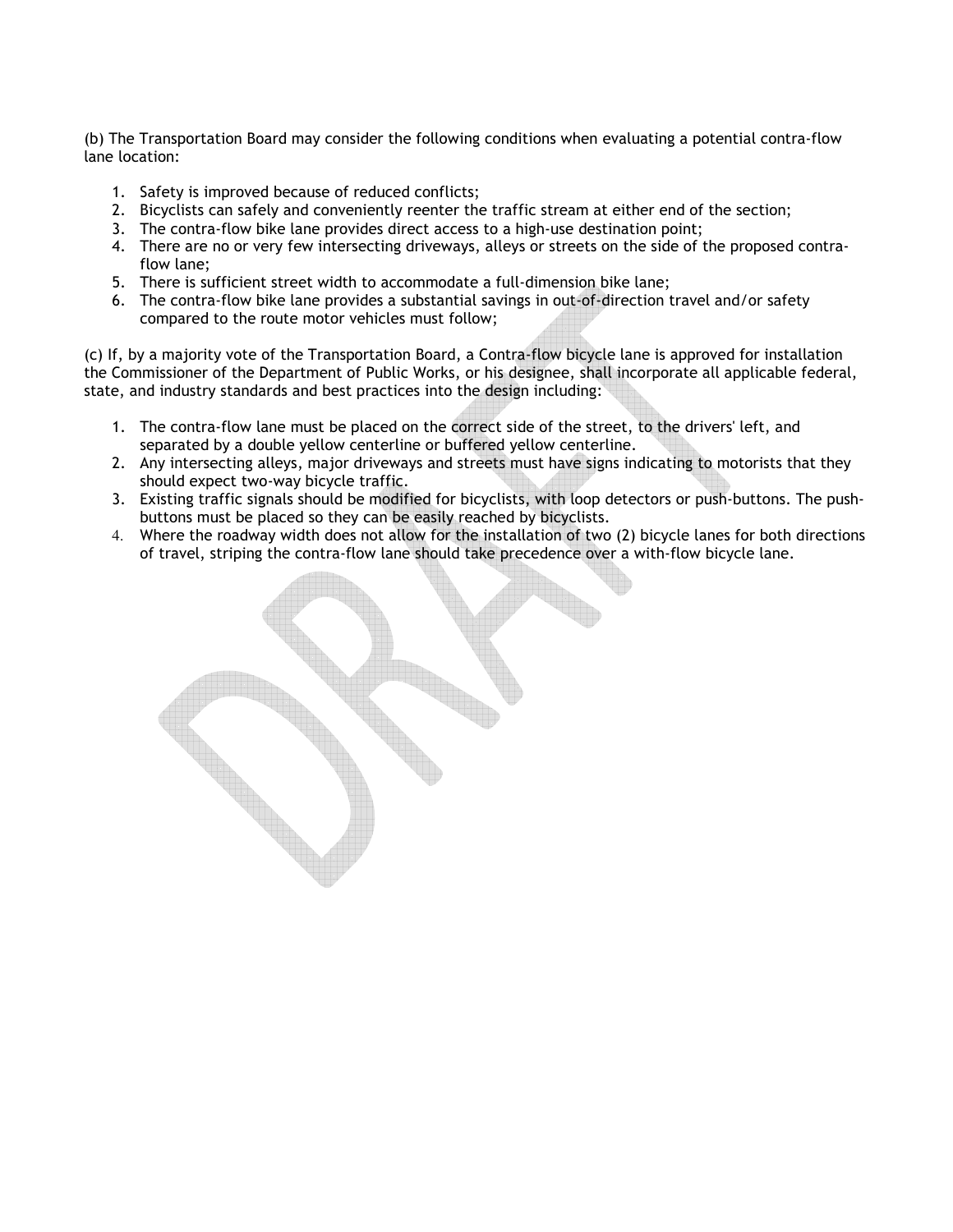(b) The Transportation Board may consider the following conditions when evaluating a potential contra-flow lane location:

1. Safety is improved because of reduced conflicts;
2. Bicyclists can safely and conveniently reenter the traffic stream at either end of the section;
3. The contra-flow bike lane provides direct access to a high-use destination point;
4. There are no or very few intersecting driveways, alleys or streets on the side of the proposed contra-flow lane;
5. There is sufficient street width to accommodate a full-dimension bike lane;
6. The contra-flow bike lane provides a substantial savings in out-of-direction travel and/or safety compared to the route motor vehicles must follow;

(c) If, by a majority vote of the Transportation Board, a Contra-flow bicycle lane is approved for installation the Commissioner of the Department of Public Works, or his designee, shall incorporate all applicable federal, state, and industry standards and best practices into the design including:

1. The contra-flow lane must be placed on the correct side of the street, to the drivers' left, and separated by a double yellow centerline or buffered yellow centerline.
2. Any intersecting alleys, major driveways and streets must have signs indicating to motorists that they should expect two-way bicycle traffic.
3. Existing traffic signals should be modified for bicyclists, with loop detectors or push-buttons. The push-buttons must be placed so they can be easily reached by bicyclists.
4. Where the roadway width does not allow for the installation of two (2) bicycle lanes for both directions of travel, striping the contra-flow lane should take precedence over a with-flow bicycle lane.